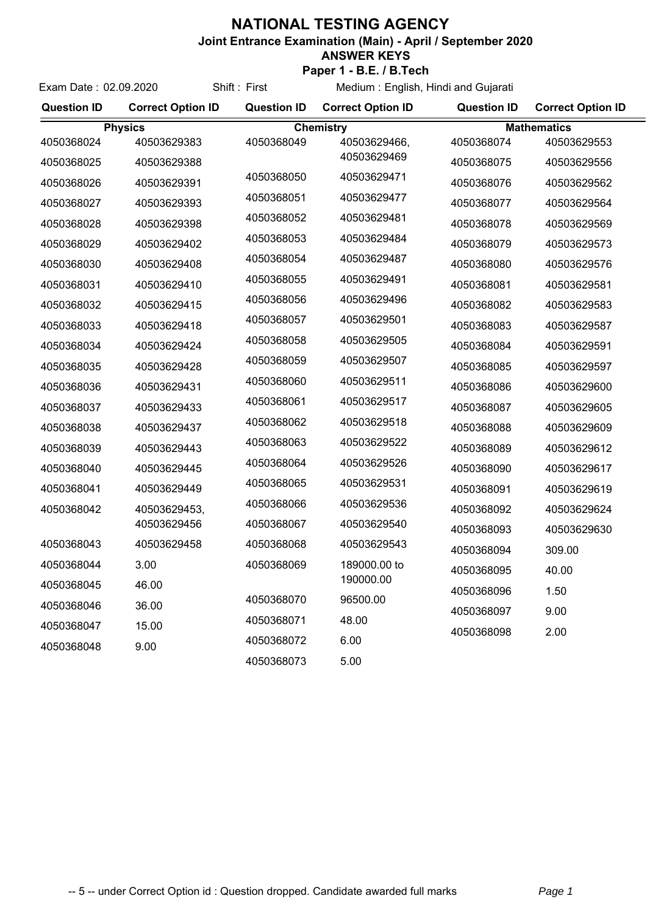# NATIONAL TESTING AGENCY

**Joint Entrance Examination (Main) - April / September 2020**

**ANSWER KEYS**

**Paper 1 - B.E. / B.Tech**

Exam Date : 02.09.2020 &nbsp;&nbsp;&nbsp; Shift : First &nbsp;&nbsp;&nbsp; Medium : English, Hindi and Gujarati

| Question ID | Correct Option ID | Question ID | Correct Option ID | Question ID | Correct Option ID |
|---|---|---|---|---|---|
| **Physics** | | **Chemistry** | | **Mathematics** | |
| 4050368024 | 40503629383 | 4050368049 | 40503629466, 40503629469 | 4050368074 | 40503629553 |
| 4050368025 | 40503629388 | 4050368050 | 40503629471 | 4050368075 | 40503629556 |
| 4050368026 | 40503629391 | 4050368051 | 40503629477 | 4050368076 | 40503629562 |
| 4050368027 | 40503629393 | 4050368052 | 40503629481 | 4050368077 | 40503629564 |
| 4050368028 | 40503629398 | 4050368053 | 40503629484 | 4050368078 | 40503629569 |
| 4050368029 | 40503629402 | 4050368054 | 40503629487 | 4050368079 | 40503629573 |
| 4050368030 | 40503629408 | 4050368055 | 40503629491 | 4050368080 | 40503629576 |
| 4050368031 | 40503629410 | 4050368056 | 40503629496 | 4050368081 | 40503629581 |
| 4050368032 | 40503629415 | 4050368057 | 40503629501 | 4050368082 | 40503629583 |
| 4050368033 | 40503629418 | 4050368058 | 40503629505 | 4050368083 | 40503629587 |
| 4050368034 | 40503629424 | 4050368059 | 40503629507 | 4050368084 | 40503629591 |
| 4050368035 | 40503629428 | 4050368060 | 40503629511 | 4050368085 | 40503629597 |
| 4050368036 | 40503629431 | 4050368061 | 40503629517 | 4050368086 | 40503629600 |
| 4050368037 | 40503629433 | 4050368062 | 40503629518 | 4050368087 | 40503629605 |
| 4050368038 | 40503629437 | 4050368063 | 40503629522 | 4050368088 | 40503629609 |
| 4050368039 | 40503629443 | 4050368064 | 40503629526 | 4050368089 | 40503629612 |
| 4050368040 | 40503629445 | 4050368065 | 40503629531 | 4050368090 | 40503629617 |
| 4050368041 | 40503629449 | 4050368066 | 40503629536 | 4050368091 | 40503629619 |
| 4050368042 | 40503629453, 40503629456 | 4050368067 | 40503629540 | 4050368092 | 40503629624 |
| 4050368043 | 40503629458 | 4050368068 | 40503629543 | 4050368093 | 40503629630 |
| 4050368044 | 3.00 | 4050368069 | 189000.00 to 190000.00 | 4050368094 | 309.00 |
| 4050368045 | 46.00 | 4050368070 | 96500.00 | 4050368095 | 40.00 |
| 4050368046 | 36.00 | 4050368071 | 48.00 | 4050368096 | 1.50 |
| 4050368047 | 15.00 | 4050368072 | 6.00 | 4050368097 | 9.00 |
| 4050368048 | 9.00 | 4050368073 | 5.00 | 4050368098 | 2.00 |

-- 5 -- under Correct Option id : Question dropped. Candidate awarded full marks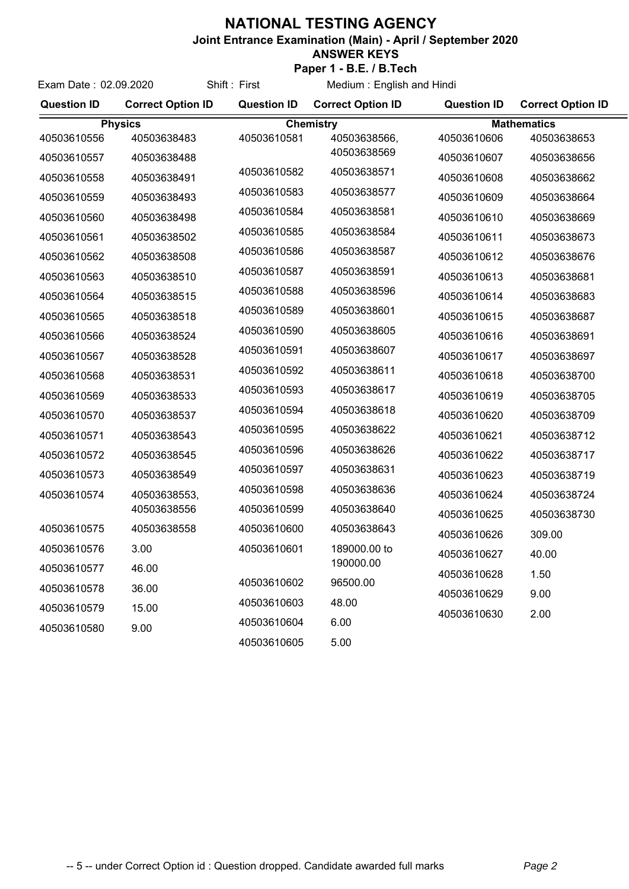# NATIONAL TESTING AGENCY

**Joint Entrance Examination (Main) - April / September 2020**

**ANSWER KEYS**

**Paper 1 - B.E. / B.Tech**

Exam Date : 02.09.2020 Shift : First Medium : English and Hindi

| Question ID | Correct Option ID | Question ID | Correct Option ID | Question ID | Correct Option ID |
|---|---|---|---|---|---|
| **Physics** | | **Chemistry** | | **Mathematics** | |
| 40503610556 | 40503638483 | 40503610581 | 40503638566, 40503638569 | 40503610606 | 40503638653 |
| 40503610557 | 40503638488 | 40503610582 | 40503638571 | 40503610607 | 40503638656 |
| 40503610558 | 40503638491 | 40503610583 | 40503638577 | 40503610608 | 40503638662 |
| 40503610559 | 40503638493 | 40503610584 | 40503638581 | 40503610609 | 40503638664 |
| 40503610560 | 40503638498 | 40503610585 | 40503638584 | 40503610610 | 40503638669 |
| 40503610561 | 40503638502 | 40503610586 | 40503638587 | 40503610611 | 40503638673 |
| 40503610562 | 40503638508 | 40503610587 | 40503638591 | 40503610612 | 40503638676 |
| 40503610563 | 40503638510 | 40503610588 | 40503638596 | 40503610613 | 40503638681 |
| 40503610564 | 40503638515 | 40503610589 | 40503638601 | 40503610614 | 40503638683 |
| 40503610565 | 40503638518 | 40503610590 | 40503638605 | 40503610615 | 40503638687 |
| 40503610566 | 40503638524 | 40503610591 | 40503638607 | 40503610616 | 40503638691 |
| 40503610567 | 40503638528 | 40503610592 | 40503638611 | 40503610617 | 40503638697 |
| 40503610568 | 40503638531 | 40503610593 | 40503638617 | 40503610618 | 40503638700 |
| 40503610569 | 40503638533 | 40503610594 | 40503638618 | 40503610619 | 40503638705 |
| 40503610570 | 40503638537 | 40503610595 | 40503638622 | 40503610620 | 40503638709 |
| 40503610571 | 40503638543 | 40503610596 | 40503638626 | 40503610621 | 40503638712 |
| 40503610572 | 40503638545 | 40503610597 | 40503638631 | 40503610622 | 40503638717 |
| 40503610573 | 40503638549 | 40503610598 | 40503638636 | 40503610623 | 40503638719 |
| 40503610574 | 40503638553, 40503638556 | 40503610599 | 40503638640 | 40503610624 | 40503638724 |
| 40503610575 | 40503638558 | 40503610600 | 40503638643 | 40503610625 | 40503638730 |
| 40503610576 | 3.00 | 40503610601 | 189000.00 to 190000.00 | 40503610626 | 309.00 |
| 40503610577 | 46.00 | 40503610602 | 96500.00 | 40503610627 | 40.00 |
| 40503610578 | 36.00 | 40503610603 | 48.00 | 40503610628 | 1.50 |
| 40503610579 | 15.00 | 40503610604 | 6.00 | 40503610629 | 9.00 |
| 40503610580 | 9.00 | 40503610605 | 5.00 | 40503610630 | 2.00 |

-- 5 -- under Correct Option id : Question dropped. Candidate awarded full marks